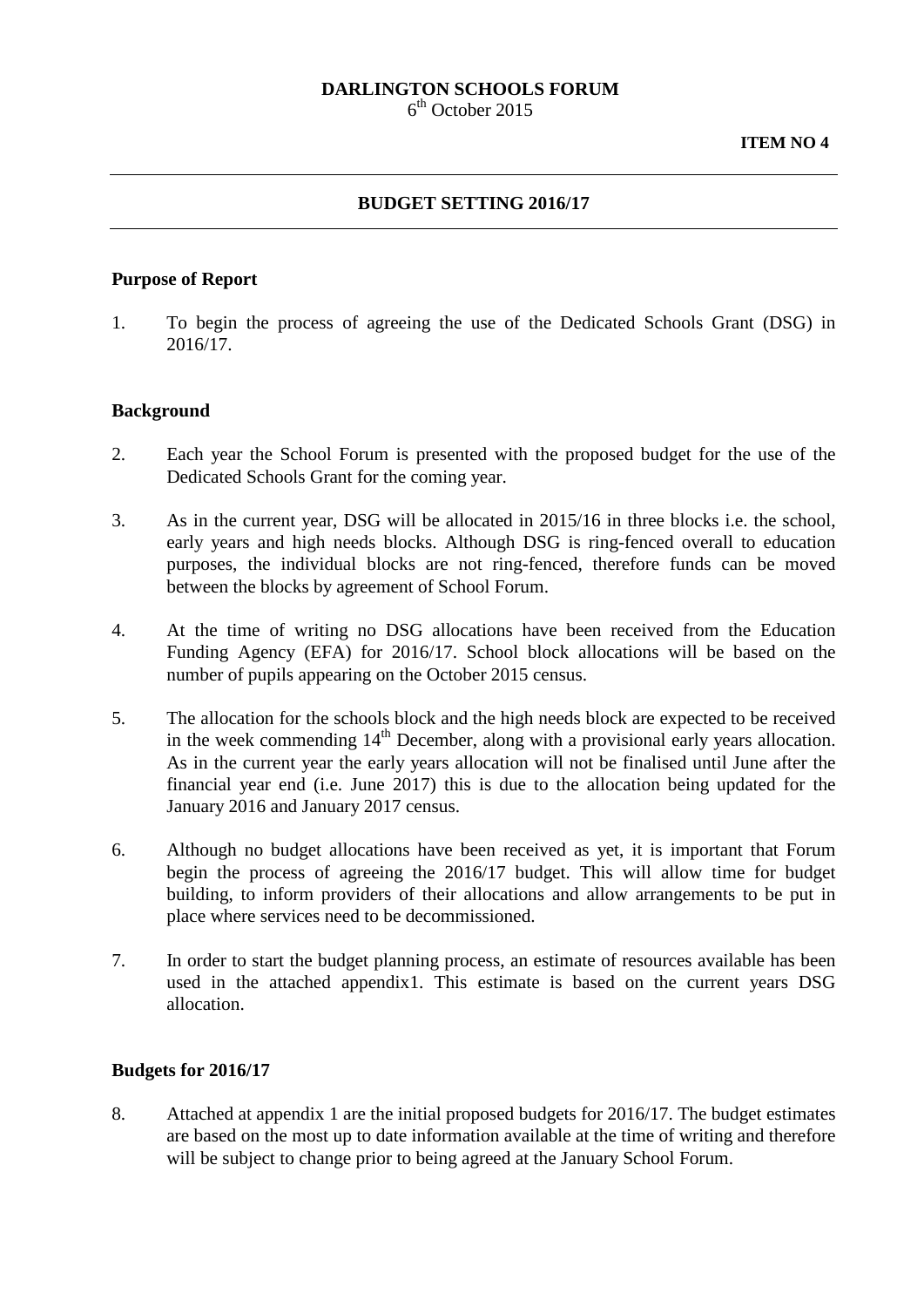**DARLINGTON SCHOOLS FORUM**
6th October 2015

**ITEM NO 4**

---

**BUDGET SETTING 2016/17**

---

**Purpose of Report**

1. To begin the process of agreeing the use of the Dedicated Schools Grant (DSG) in 2016/17.

**Background**

2. Each year the School Forum is presented with the proposed budget for the use of the Dedicated Schools Grant for the coming year.

3. As in the current year, DSG will be allocated in 2015/16 in three blocks i.e. the school, early years and high needs blocks. Although DSG is ring-fenced overall to education purposes, the individual blocks are not ring-fenced, therefore funds can be moved between the blocks by agreement of School Forum.

4. At the time of writing no DSG allocations have been received from the Education Funding Agency (EFA) for 2016/17. School block allocations will be based on the number of pupils appearing on the October 2015 census.

5. The allocation for the schools block and the high needs block are expected to be received in the week commending 14th December, along with a provisional early years allocation. As in the current year the early years allocation will not be finalised until June after the financial year end (i.e. June 2017) this is due to the allocation being updated for the January 2016 and January 2017 census.

6. Although no budget allocations have been received as yet, it is important that Forum begin the process of agreeing the 2016/17 budget. This will allow time for budget building, to inform providers of their allocations and allow arrangements to be put in place where services need to be decommissioned.

7. In order to start the budget planning process, an estimate of resources available has been used in the attached appendix1. This estimate is based on the current years DSG allocation.

**Budgets for 2016/17**

8. Attached at appendix 1 are the initial proposed budgets for 2016/17. The budget estimates are based on the most up to date information available at the time of writing and therefore will be subject to change prior to being agreed at the January School Forum.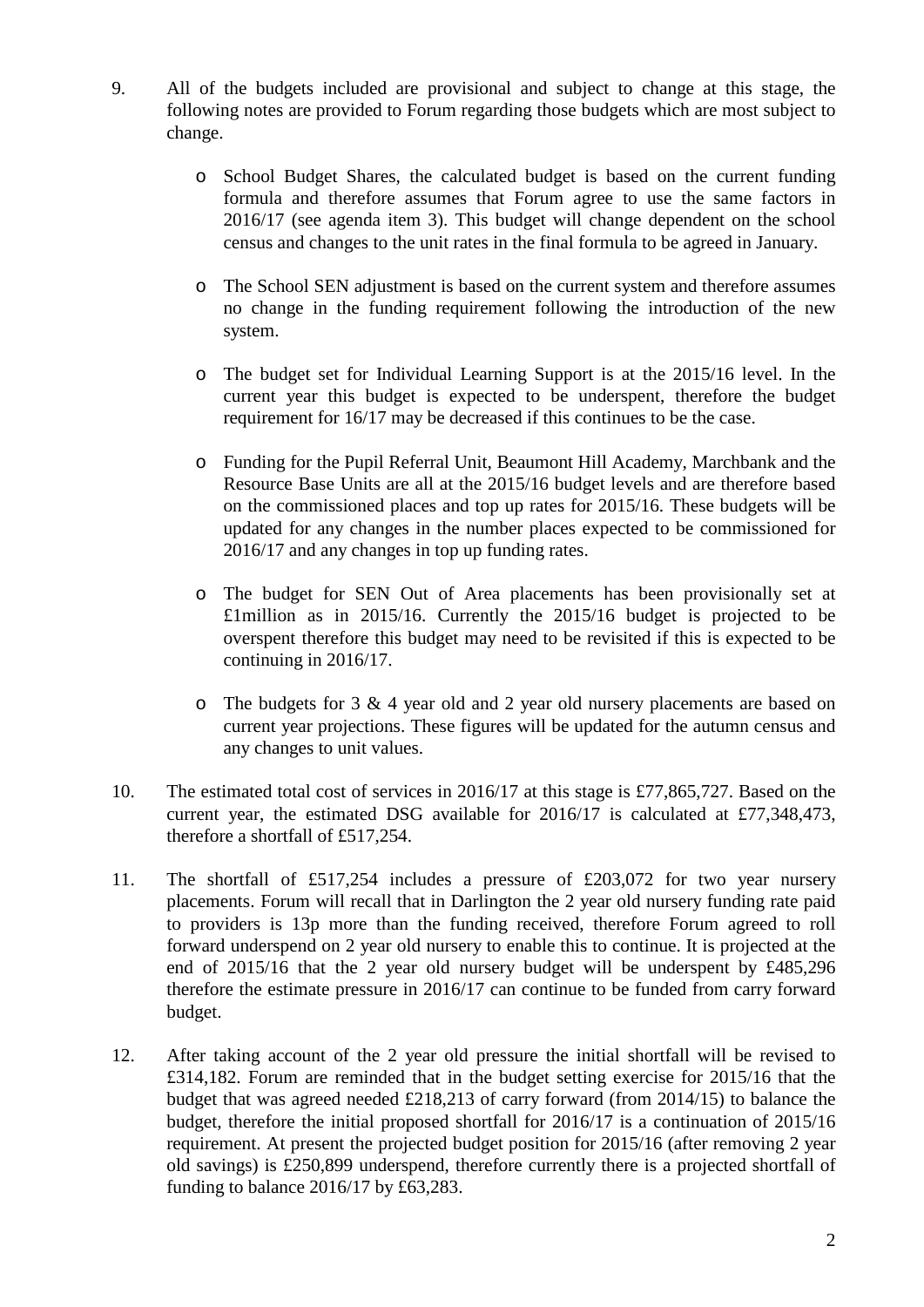9. All of the budgets included are provisional and subject to change at this stage, the following notes are provided to Forum regarding those budgets which are most subject to change.

   - School Budget Shares, the calculated budget is based on the current funding formula and therefore assumes that Forum agree to use the same factors in 2016/17 (see agenda item 3). This budget will change dependent on the school census and changes to the unit rates in the final formula to be agreed in January.

   - The School SEN adjustment is based on the current system and therefore assumes no change in the funding requirement following the introduction of the new system.

   - The budget set for Individual Learning Support is at the 2015/16 level. In the current year this budget is expected to be underspent, therefore the budget requirement for 16/17 may be decreased if this continues to be the case.

   - Funding for the Pupil Referral Unit, Beaumont Hill Academy, Marchbank and the Resource Base Units are all at the 2015/16 budget levels and are therefore based on the commissioned places and top up rates for 2015/16. These budgets will be updated for any changes in the number places expected to be commissioned for 2016/17 and any changes in top up funding rates.

   - The budget for SEN Out of Area placements has been provisionally set at £1million as in 2015/16. Currently the 2015/16 budget is projected to be overspent therefore this budget may need to be revisited if this is expected to be continuing in 2016/17.

   - The budgets for 3 & 4 year old and 2 year old nursery placements are based on current year projections. These figures will be updated for the autumn census and any changes to unit values.

10. The estimated total cost of services in 2016/17 at this stage is £77,865,727. Based on the current year, the estimated DSG available for 2016/17 is calculated at £77,348,473, therefore a shortfall of £517,254.

11. The shortfall of £517,254 includes a pressure of £203,072 for two year nursery placements. Forum will recall that in Darlington the 2 year old nursery funding rate paid to providers is 13p more than the funding received, therefore Forum agreed to roll forward underspend on 2 year old nursery to enable this to continue. It is projected at the end of 2015/16 that the 2 year old nursery budget will be underspent by £485,296 therefore the estimate pressure in 2016/17 can continue to be funded from carry forward budget.

12. After taking account of the 2 year old pressure the initial shortfall will be revised to £314,182. Forum are reminded that in the budget setting exercise for 2015/16 that the budget that was agreed needed £218,213 of carry forward (from 2014/15) to balance the budget, therefore the initial proposed shortfall for 2016/17 is a continuation of 2015/16 requirement. At present the projected budget position for 2015/16 (after removing 2 year old savings) is £250,899 underspend, therefore currently there is a projected shortfall of funding to balance 2016/17 by £63,283.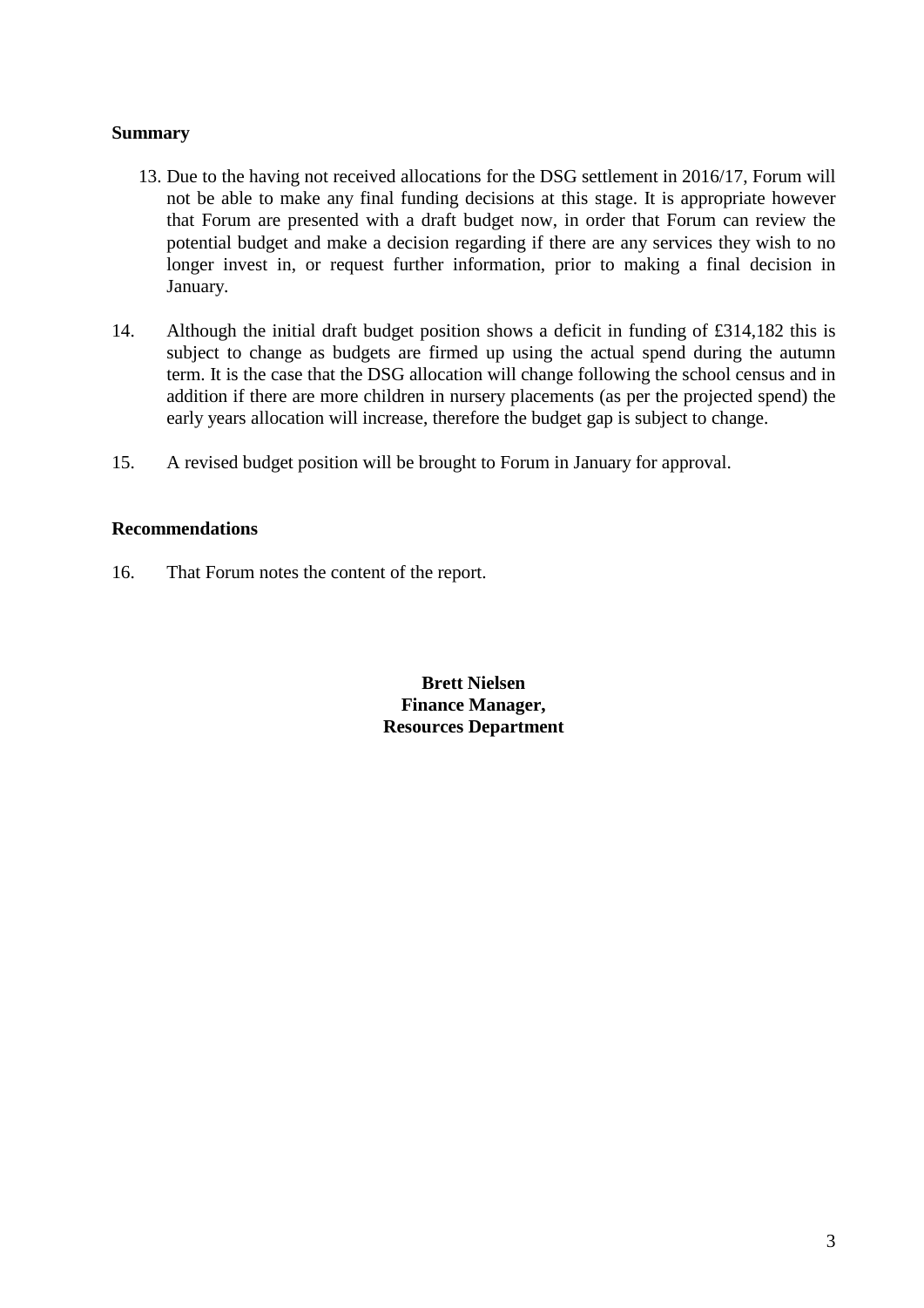**Summary**

13. Due to the having not received allocations for the DSG settlement in 2016/17, Forum will not be able to make any final funding decisions at this stage. It is appropriate however that Forum are presented with a draft budget now, in order that Forum can review the potential budget and make a decision regarding if there are any services they wish to no longer invest in, or request further information, prior to making a final decision in January.

14. Although the initial draft budget position shows a deficit in funding of £314,182 this is subject to change as budgets are firmed up using the actual spend during the autumn term. It is the case that the DSG allocation will change following the school census and in addition if there are more children in nursery placements (as per the projected spend) the early years allocation will increase, therefore the budget gap is subject to change.

15. A revised budget position will be brought to Forum in January for approval.

**Recommendations**

16. That Forum notes the content of the report.

**Brett Nielsen**
**Finance Manager,**
**Resources Department**